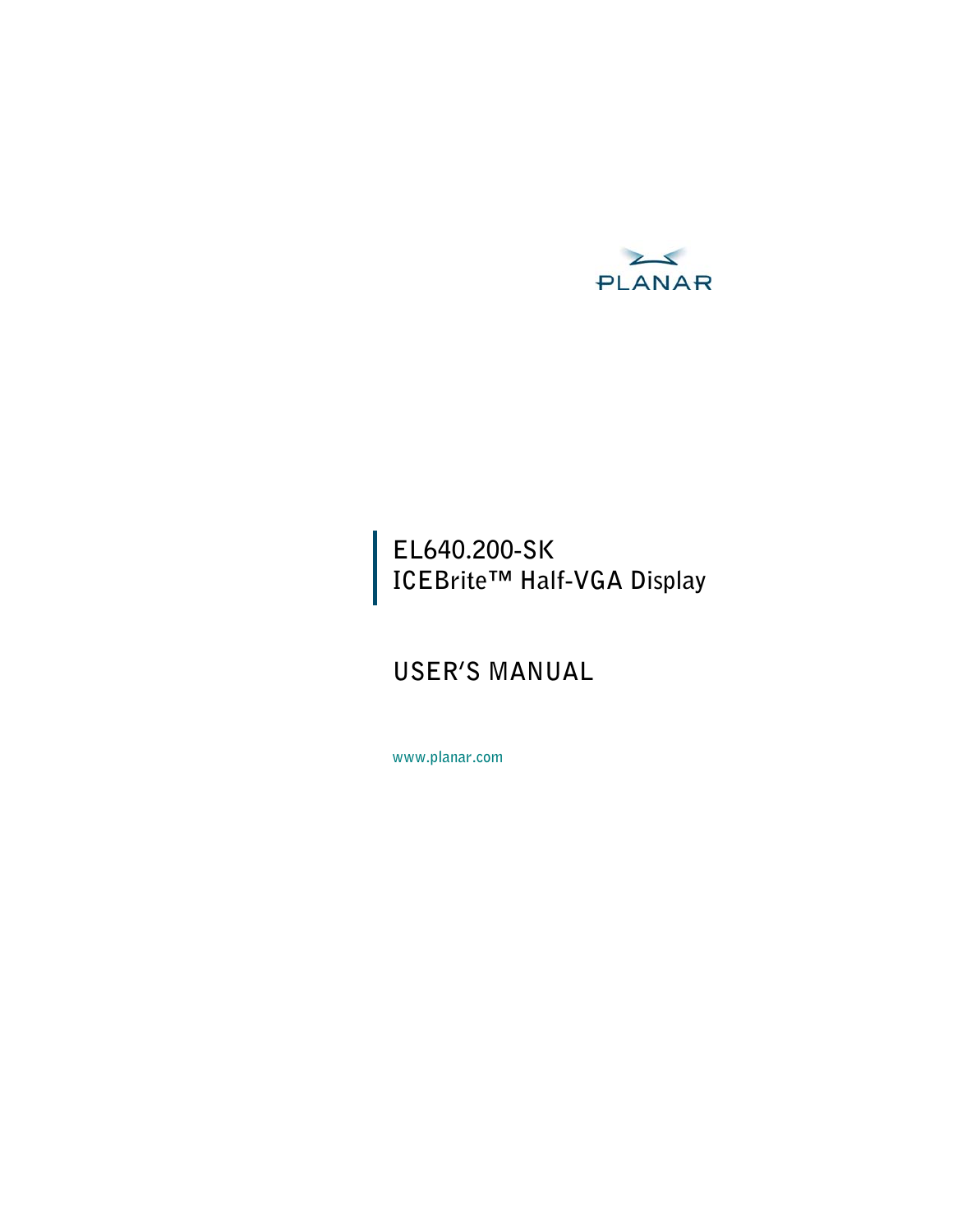PLANAR

# EL640.200-SK
# ICEBrite™ Half-VGA Display

## USER'S MANUAL

www.planar.com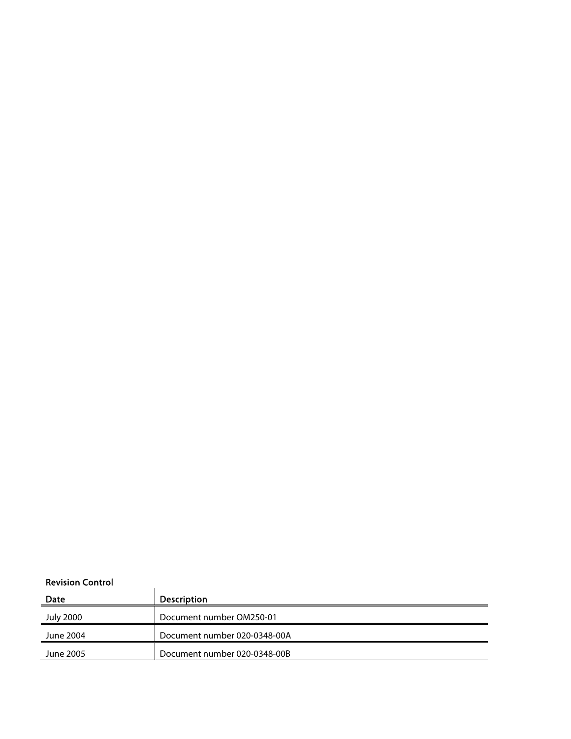**Revision Control**

| Date | Description |
| --- | --- |
| July 2000 | Document number OM250-01 |
| June 2004 | Document number 020-0348-00A |
| June 2005 | Document number 020-0348-00B |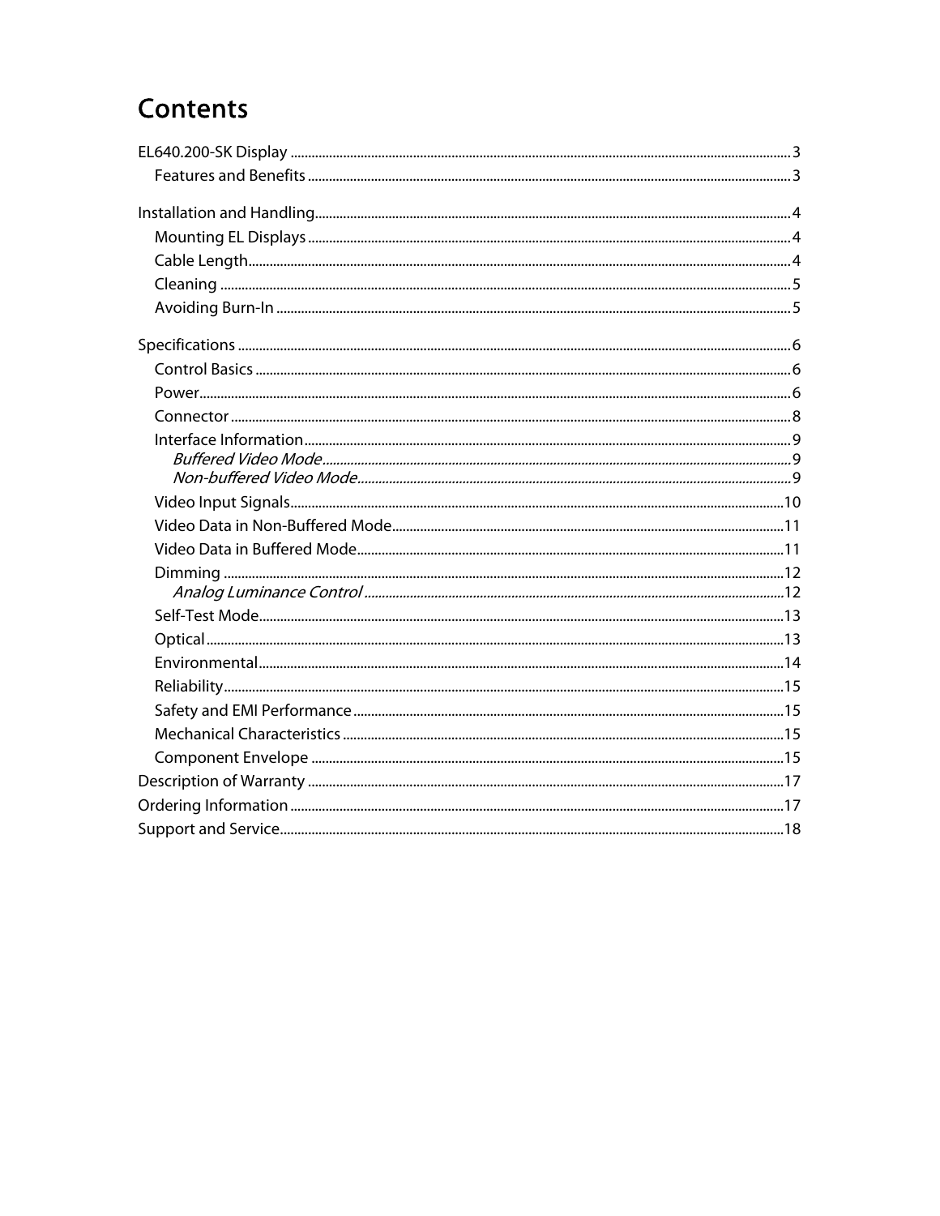# Contents

EL640.200-SK Display ... 3
- Features and Benefits ... 3

Installation and Handling ... 4
- Mounting EL Displays ... 4
- Cable Length ... 4
- Cleaning ... 5
- Avoiding Burn-In ... 5

Specifications ... 6
- Control Basics ... 6
- Power ... 6
- Connector ... 8
- Interface Information ... 9
  - *Buffered Video Mode* ... 9
  - *Non-buffered Video Mode* ... 9
- Video Input Signals ... 10
- Video Data in Non-Buffered Mode ... 11
- Video Data in Buffered Mode ... 11
- Dimming ... 12
  - *Analog Luminance Control* ... 12
- Self-Test Mode ... 13
- Optical ... 13
- Environmental ... 14
- Reliability ... 15
- Safety and EMI Performance ... 15
- Mechanical Characteristics ... 15
- Component Envelope ... 15

Description of Warranty ... 17

Ordering Information ... 17

Support and Service ... 18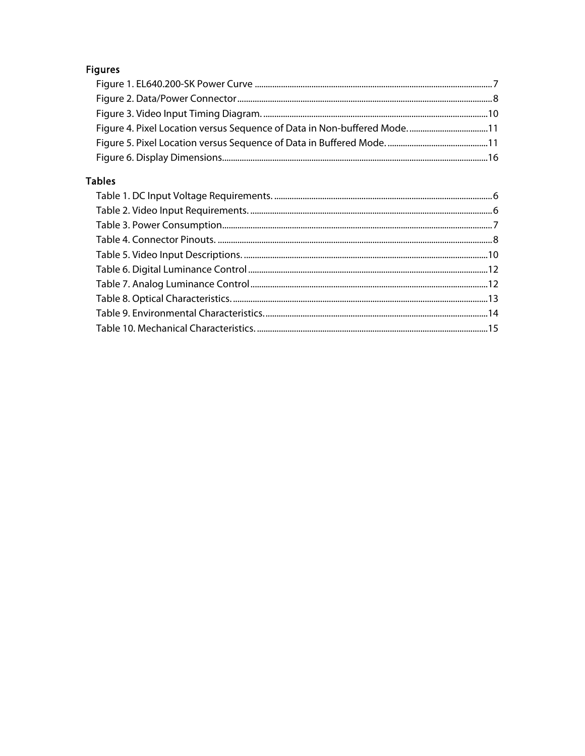## Figures

Figure 1. EL640.200-SK Power Curve ........................................................................................................ 7
Figure 2. Data/Power Connector ................................................................................................................. 8
Figure 3. Video Input Timing Diagram. ...................................................................................................... 10
Figure 4. Pixel Location versus Sequence of Data in Non-buffered Mode. ................................... 11
Figure 5. Pixel Location versus Sequence of Data in Buffered Mode. ............................................. 11
Figure 6. Display Dimensions ........................................................................................................................ 16

## Tables

Table 1. DC Input Voltage Requirements. .................................................................................................. 6
Table 2. Video Input Requirements. ............................................................................................................ 6
Table 3. Power Consumption ......................................................................................................................... 7
Table 4. Connector Pinouts. ........................................................................................................................... 8
Table 5. Video Input Descriptions. ............................................................................................................... 10
Table 6. Digital Luminance Control ............................................................................................................ 12
Table 7. Analog Luminance Control ........................................................................................................... 12
Table 8. Optical Characteristics. ................................................................................................................... 13
Table 9. Environmental Characteristics. ..................................................................................................... 14
Table 10. Mechanical Characteristics. ......................................................................................................... 15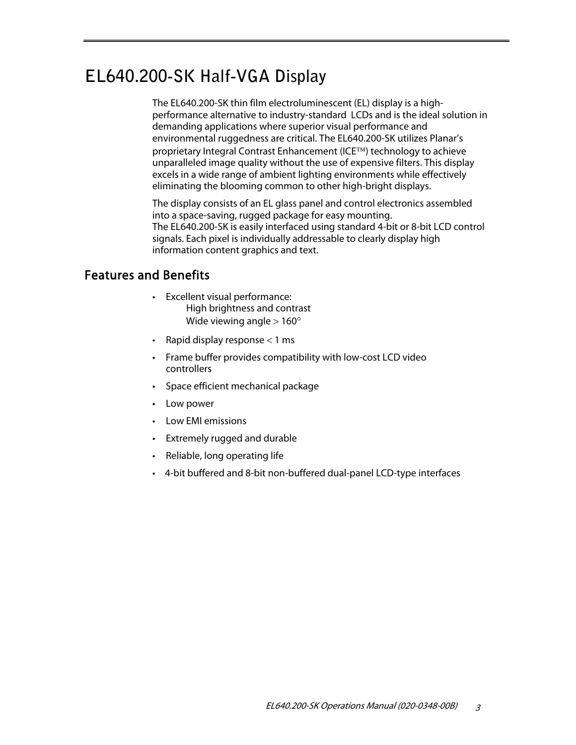# EL640.200-SK Half-VGA Display

The EL640.200-SK thin film electroluminescent (EL) display is a high-performance alternative to industry-standard LCDs and is the ideal solution in demanding applications where superior visual performance and environmental ruggedness are critical. The EL640.200-SK utilizes Planar's proprietary Integral Contrast Enhancement (ICE™) technology to achieve unparalleled image quality without the use of expensive filters. This display excels in a wide range of ambient lighting environments while effectively eliminating the blooming common to other high-bright displays.

The display consists of an EL glass panel and control electronics assembled into a space-saving, rugged package for easy mounting.
The EL640.200-SK is easily interfaced using standard 4-bit or 8-bit LCD control signals. Each pixel is individually addressable to clearly display high information content graphics and text.

## Features and Benefits

- Excellent visual performance:
  - High brightness and contrast
  - Wide viewing angle > 160°
- Rapid display response < 1 ms
- Frame buffer provides compatibility with low-cost LCD video controllers
- Space efficient mechanical package
- Low power
- Low EMI emissions
- Extremely rugged and durable
- Reliable, long operating life
- 4-bit buffered and 8-bit non-buffered dual-panel LCD-type interfaces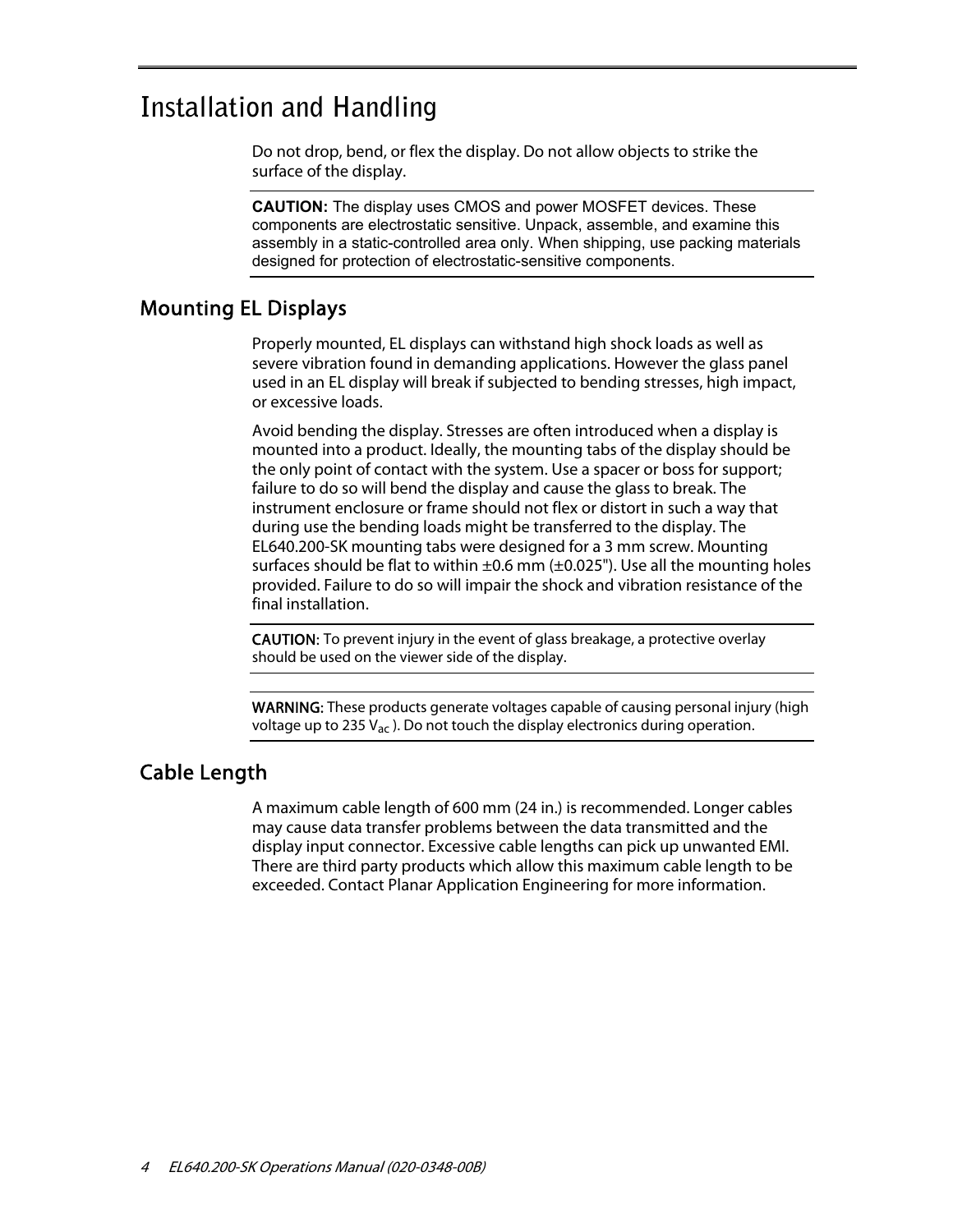# Installation and Handling

Do not drop, bend, or flex the display. Do not allow objects to strike the surface of the display.

**CAUTION:** The display uses CMOS and power MOSFET devices. These components are electrostatic sensitive. Unpack, assemble, and examine this assembly in a static-controlled area only. When shipping, use packing materials designed for protection of electrostatic-sensitive components.

## Mounting EL Displays

Properly mounted, EL displays can withstand high shock loads as well as severe vibration found in demanding applications. However the glass panel used in an EL display will break if subjected to bending stresses, high impact, or excessive loads.

Avoid bending the display. Stresses are often introduced when a display is mounted into a product. Ideally, the mounting tabs of the display should be the only point of contact with the system. Use a spacer or boss for support; failure to do so will bend the display and cause the glass to break. The instrument enclosure or frame should not flex or distort in such a way that during use the bending loads might be transferred to the display. The EL640.200-SK mounting tabs were designed for a 3 mm screw. Mounting surfaces should be flat to within ±0.6 mm (±0.025"). Use all the mounting holes provided. Failure to do so will impair the shock and vibration resistance of the final installation.

**CAUTION:** To prevent injury in the event of glass breakage, a protective overlay should be used on the viewer side of the display.

**WARNING:** These products generate voltages capable of causing personal injury (high voltage up to 235 $V_{ac}$ ). Do not touch the display electronics during operation.

## Cable Length

A maximum cable length of 600 mm (24 in.) is recommended. Longer cables may cause data transfer problems between the data transmitted and the display input connector. Excessive cable lengths can pick up unwanted EMI. There are third party products which allow this maximum cable length to be exceeded. Contact Planar Application Engineering for more information.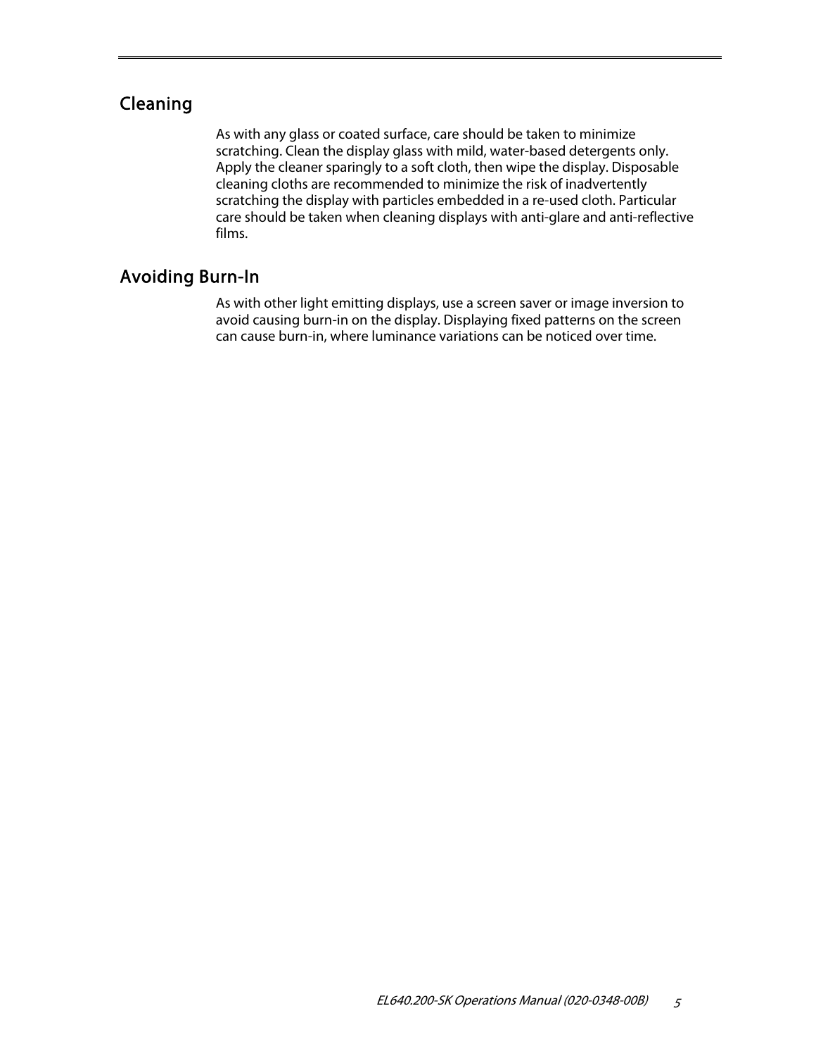## Cleaning

As with any glass or coated surface, care should be taken to minimize scratching. Clean the display glass with mild, water-based detergents only. Apply the cleaner sparingly to a soft cloth, then wipe the display. Disposable cleaning cloths are recommended to minimize the risk of inadvertently scratching the display with particles embedded in a re-used cloth. Particular care should be taken when cleaning displays with anti-glare and anti-reflective films.

## Avoiding Burn-In

As with other light emitting displays, use a screen saver or image inversion to avoid causing burn-in on the display. Displaying fixed patterns on the screen can cause burn-in, where luminance variations can be noticed over time.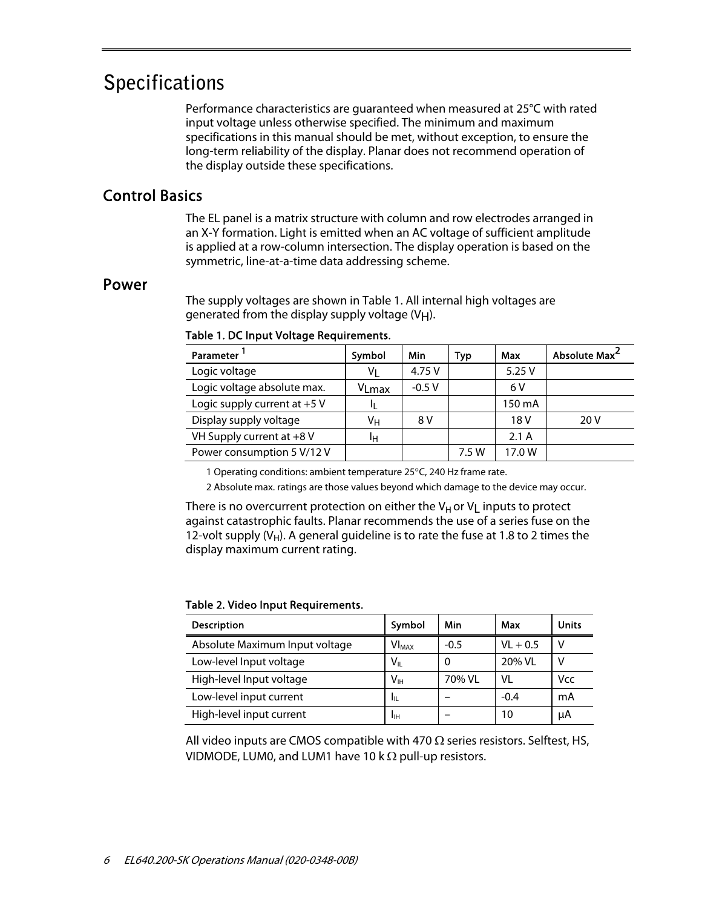# Specifications

Performance characteristics are guaranteed when measured at 25°C with rated input voltage unless otherwise specified. The minimum and maximum specifications in this manual should be met, without exception, to ensure the long-term reliability of the display. Planar does not recommend operation of the display outside these specifications.

## Control Basics

The EL panel is a matrix structure with column and row electrodes arranged in an X-Y formation. Light is emitted when an AC voltage of sufficient amplitude is applied at a row-column intersection. The display operation is based on the symmetric, line-at-a-time data addressing scheme.

## Power

The supply voltages are shown in Table 1. All internal high voltages are generated from the display supply voltage ($V_H$).

**Table 1. DC Input Voltage Requirements.**

| Parameter [1] | Symbol | Min | Typ | Max | Absolute Max[2] |
|---|---|---|---|---|---|
| Logic voltage | $V_L$ | 4.75 V | | 5.25 V | |
| Logic voltage absolute max. | $V_{Lmax}$ | -0.5 V | | 6 V | |
| Logic supply current at +5 V | $I_L$ | | | 150 mA | |
| Display supply voltage | $V_H$ | 8 V | | 18 V | 20 V |
| VH Supply current at +8 V | $I_H$ | | | 2.1 A | |
| Power consumption 5 V/12 V | | | 7.5 W | 17.0 W | |

1 Operating conditions: ambient temperature 25°C, 240 Hz frame rate.

2 Absolute max. ratings are those values beyond which damage to the device may occur.

There is no overcurrent protection on either the $V_H$ or $V_L$ inputs to protect against catastrophic faults. Planar recommends the use of a series fuse on the 12-volt supply ($V_H$). A general guideline is to rate the fuse at 1.8 to 2 times the display maximum current rating.

**Table 2. Video Input Requirements.**

| Description | Symbol | Min | Max | Units |
|---|---|---|---|---|
| Absolute Maximum Input voltage | $VI_{MAX}$ | -0.5 | VL + 0.5 | V |
| Low-level Input voltage | $V_{IL}$ | 0 | 20% VL | V |
| High-level Input voltage | $V_{IH}$ | 70% VL | VL | Vcc |
| Low-level input current | $I_{IL}$ | – | -0.4 | mA |
| High-level input current | $I_{IH}$ | – | 10 | µA |

All video inputs are CMOS compatible with 470 Ω series resistors. Selftest, HS, VIDMODE, LUM0, and LUM1 have 10 k Ω pull-up resistors.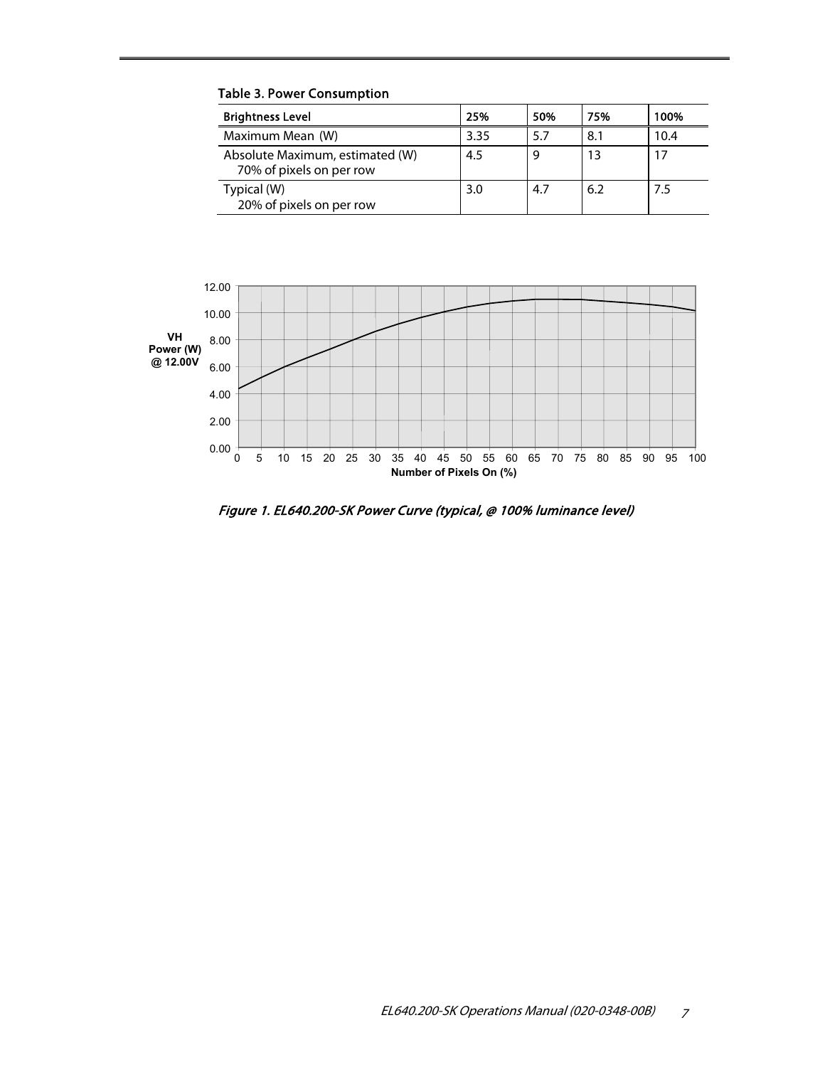Table 3. Power Consumption

| Brightness Level | 25% | 50% | 75% | 100% |
|---|---|---|---|---|
| Maximum Mean (W) | 3.35 | 5.7 | 8.1 | 10.4 |
| Absolute Maximum, estimated (W) 70% of pixels on per row | 4.5 | 9 | 13 | 17 |
| Typical (W) 20% of pixels on per row | 3.0 | 4.7 | 6.2 | 7.5 |

*Figure 1. EL640.200-SK Power Curve (typical, @ 100% luminance level)*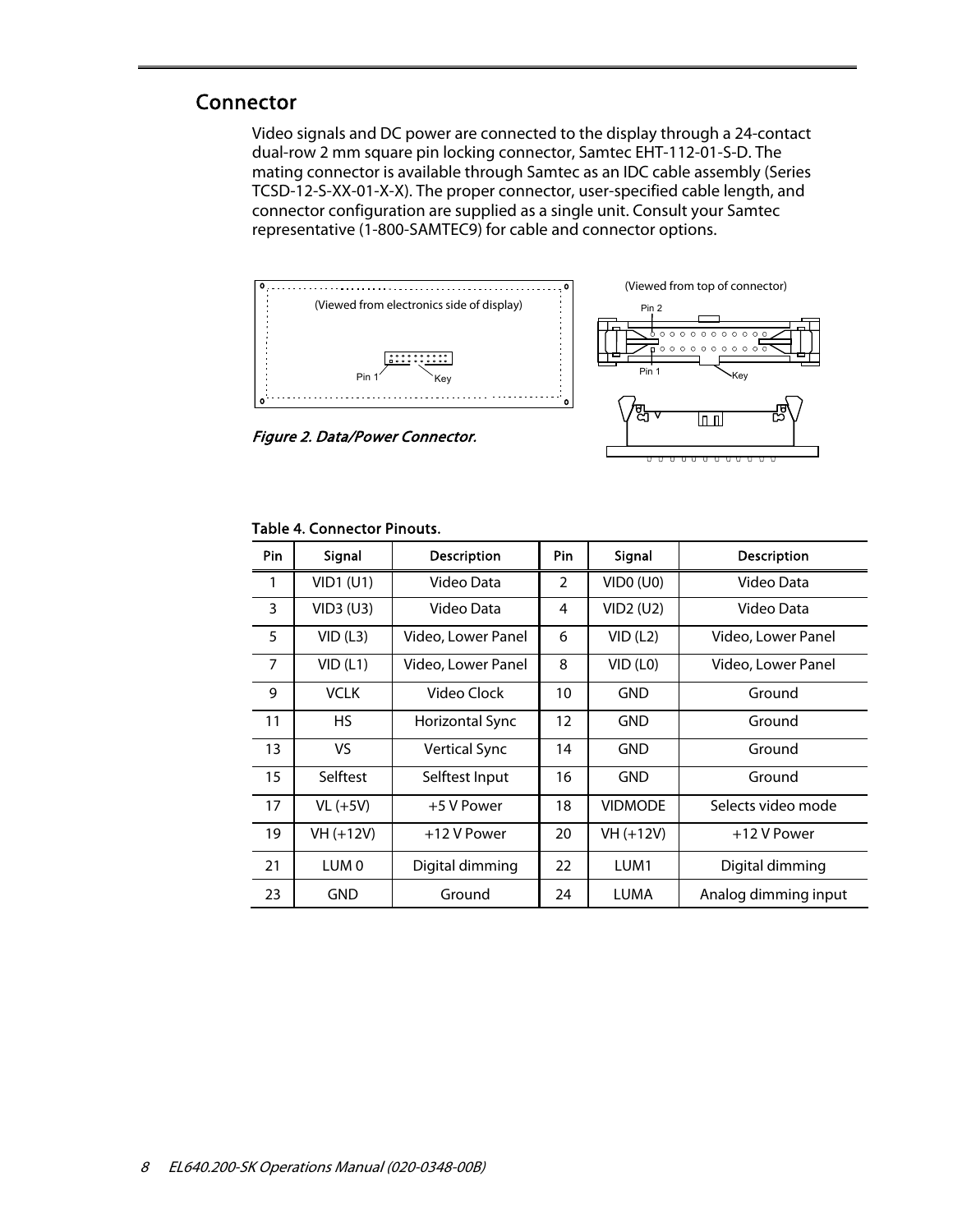## Connector

Video signals and DC power are connected to the display through a 24-contact dual-row 2 mm square pin locking connector, Samtec EHT-112-01-S-D. The mating connector is available through Samtec as an IDC cable assembly (Series TCSD-12-S-XX-01-X-X). The proper connector, user-specified cable length, and connector configuration are supplied as a single unit. Consult your Samtec representative (1-800-SAMTEC9) for cable and connector options.

(Viewed from electronics side of display)

Pin 1 Key

(Viewed from top of connector)

Pin 2

Pin 1 Key

*Figure 2. Data/Power Connector.*

**Table 4. Connector Pinouts.**

| Pin | Signal | Description | Pin | Signal | Description |
|---|---|---|---|---|---|
| 1 | VID1 (U1) | Video Data | 2 | VID0 (U0) | Video Data |
| 3 | VID3 (U3) | Video Data | 4 | VID2 (U2) | Video Data |
| 5 | VID (L3) | Video, Lower Panel | 6 | VID (L2) | Video, Lower Panel |
| 7 | VID (L1) | Video, Lower Panel | 8 | VID (L0) | Video, Lower Panel |
| 9 | VCLK | Video Clock | 10 | GND | Ground |
| 11 | HS | Horizontal Sync | 12 | GND | Ground |
| 13 | VS | Vertical Sync | 14 | GND | Ground |
| 15 | Selftest | Selftest Input | 16 | GND | Ground |
| 17 | VL (+5V) | +5 V Power | 18 | VIDMODE | Selects video mode |
| 19 | VH (+12V) | +12 V Power | 20 | VH (+12V) | +12 V Power |
| 21 | LUM 0 | Digital dimming | 22 | LUM1 | Digital dimming |
| 23 | GND | Ground | 24 | LUMA | Analog dimming input |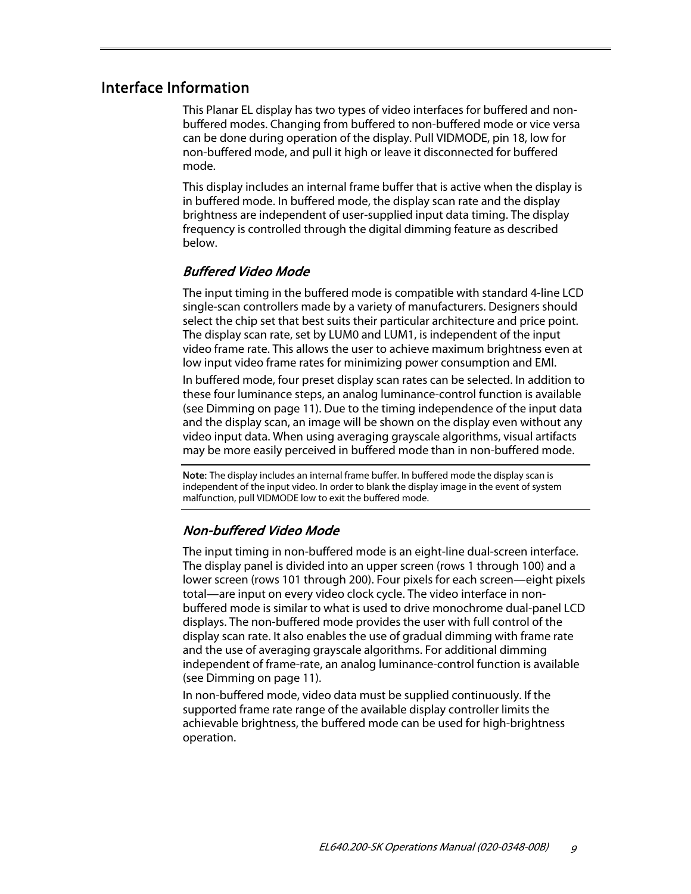## Interface Information

This Planar EL display has two types of video interfaces for buffered and non-buffered modes. Changing from buffered to non-buffered mode or vice versa can be done during operation of the display. Pull VIDMODE, pin 18, low for non-buffered mode, and pull it high or leave it disconnected for buffered mode.

This display includes an internal frame buffer that is active when the display is in buffered mode. In buffered mode, the display scan rate and the display brightness are independent of user-supplied input data timing. The display frequency is controlled through the digital dimming feature as described below.

### *Buffered Video Mode*

The input timing in the buffered mode is compatible with standard 4-line LCD single-scan controllers made by a variety of manufacturers. Designers should select the chip set that best suits their particular architecture and price point. The display scan rate, set by LUM0 and LUM1, is independent of the input video frame rate. This allows the user to achieve maximum brightness even at low input video frame rates for minimizing power consumption and EMI.

In buffered mode, four preset display scan rates can be selected. In addition to these four luminance steps, an analog luminance-control function is available (see Dimming on page 11). Due to the timing independence of the input data and the display scan, an image will be shown on the display even without any video input data. When using averaging grayscale algorithms, visual artifacts may be more easily perceived in buffered mode than in non-buffered mode.

---

**Note:** The display includes an internal frame buffer. In buffered mode the display scan is independent of the input video. In order to blank the display image in the event of system malfunction, pull VIDMODE low to exit the buffered mode.

---

### *Non-buffered Video Mode*

The input timing in non-buffered mode is an eight-line dual-screen interface. The display panel is divided into an upper screen (rows 1 through 100) and a lower screen (rows 101 through 200). Four pixels for each screen—eight pixels total—are input on every video clock cycle. The video interface in non-buffered mode is similar to what is used to drive monochrome dual-panel LCD displays. The non-buffered mode provides the user with full control of the display scan rate. It also enables the use of gradual dimming with frame rate and the use of averaging grayscale algorithms. For additional dimming independent of frame-rate, an analog luminance-control function is available (see Dimming on page 11).

In non-buffered mode, video data must be supplied continuously. If the supported frame rate range of the available display controller limits the achievable brightness, the buffered mode can be used for high-brightness operation.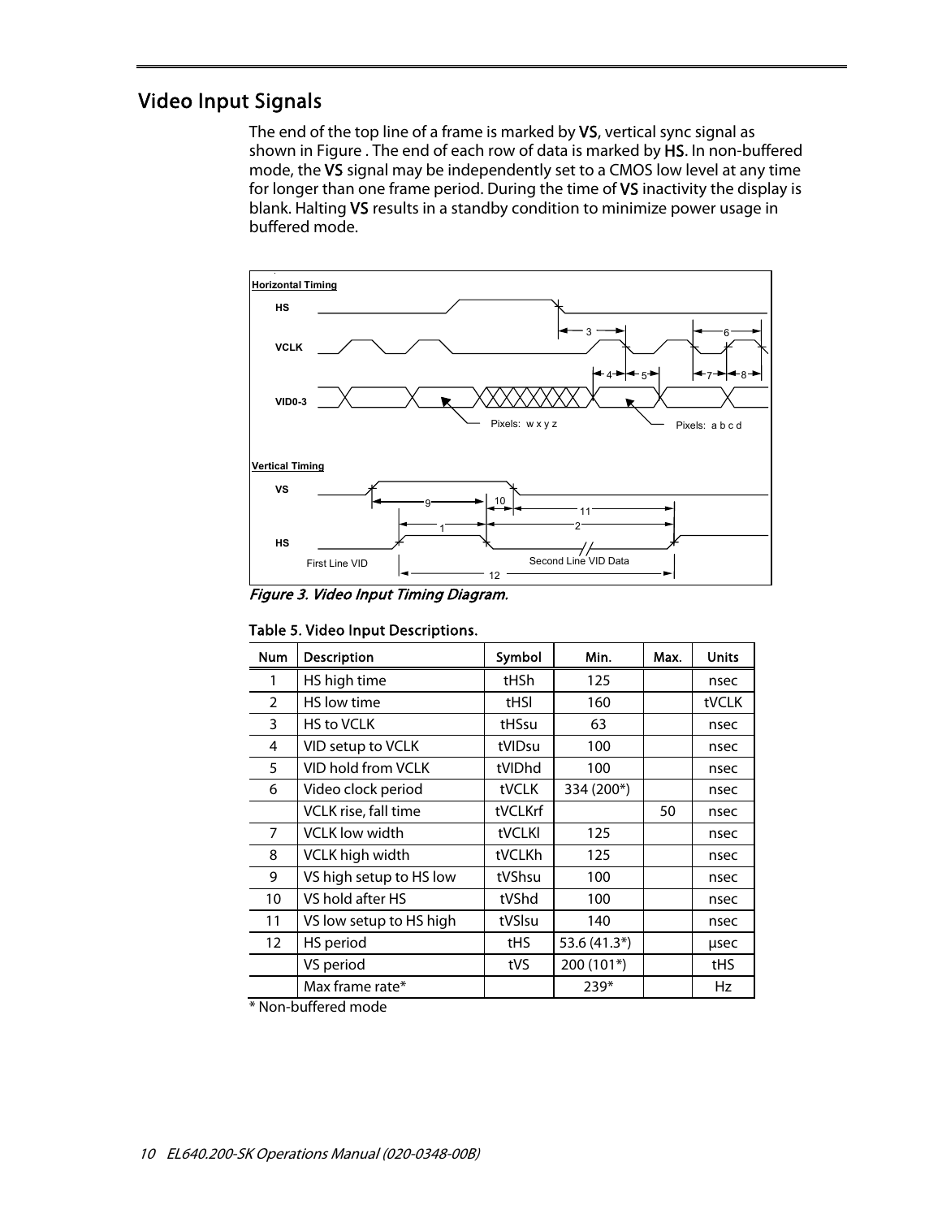## Video Input Signals

The end of the top line of a frame is marked by **VS**, vertical sync signal as shown in Figure . The end of each row of data is marked by **HS**. In non-buffered mode, the **VS** signal may be independently set to a CMOS low level at any time for longer than one frame period. During the time of **VS** inactivity the display is blank. Halting **VS** results in a standby condition to minimize power usage in buffered mode.

*Figure 3. Video Input Timing Diagram.*

**Table 5. Video Input Descriptions.**

| Num | Description | Symbol | Min. | Max. | Units |
|---|---|---|---|---|---|
| 1 | HS high time | tHSh | 125 | | nsec |
| 2 | HS low time | tHSl | 160 | | tVCLK |
| 3 | HS to VCLK | tHSsu | 63 | | nsec |
| 4 | VID setup to VCLK | tVIDsu | 100 | | nsec |
| 5 | VID hold from VCLK | tVIDhd | 100 | | nsec |
| 6 | Video clock period | tVCLK | 334 (200*) | | nsec |
| | VCLK rise, fall time | tVCLKrf | | 50 | nsec |
| 7 | VCLK low width | tVCLKl | 125 | | nsec |
| 8 | VCLK high width | tVCLKh | 125 | | nsec |
| 9 | VS high setup to HS low | tVShsu | 100 | | nsec |
| 10 | VS hold after HS | tVShd | 100 | | nsec |
| 11 | VS low setup to HS high | tVSlsu | 140 | | nsec |
| 12 | HS period | tHS | 53.6 (41.3*) | | µsec |
| | VS period | tVS | 200 (101*) | | tHS |
| | Max frame rate* | | 239* | | Hz |

\* Non-buffered mode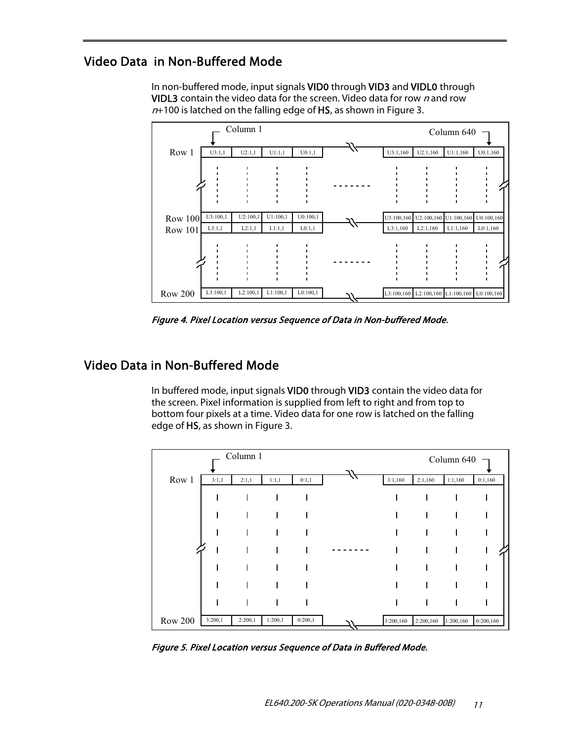## Video Data in Non-Buffered Mode

In non-buffered mode, input signals VID0 through VID3 and VIDL0 through VIDL3 contain the video data for the screen. Video data for row *n* and row *n*+100 is latched on the falling edge of HS, as shown in Figure 3.

| | Column 1 | | | | | | | | Column 640 |
|---|---|---|---|---|---|---|---|---|---|
| Row 1 | U3:1,1 | U2:1,1 | U1:1,1 | U0:1,1 | … | U3:1,160 | U2:1,160 | U1:1,160 | U0:1,160 |
| Row 100 | U3:100,1 | U2:100,1 | U1:100,1 | U0:100,1 | … | U3:100,160 | U2:100,160 | U1:100,160 | U0:100,160 |
| Row 101 | L3:1,1 | L2:1,1 | L1:1,1 | L0:1,1 | … | L3:1,160 | L2:1,160 | L1:1,160 | L0:1,160 |
| Row 200 | L3:100,1 | L2:100,1 | L1:100,1 | L0:100,1 | … | L3:100,160 | L2:100,160 | L1:100,160 | L0:100,160 |

*Figure 4. Pixel Location versus Sequence of Data in Non-buffered Mode.*

## Video Data in Non-Buffered Mode

In buffered mode, input signals VID0 through VID3 contain the video data for the screen. Pixel information is supplied from left to right and from top to bottom four pixels at a time. Video data for one row is latched on the falling edge of HS, as shown in Figure 3.

| | Column 1 | | | | | | | | Column 640 |
|---|---|---|---|---|---|---|---|---|---|
| Row 1 | 3:1,1 | 2:1,1 | 1:1,1 | 0:1,1 | … | 3:1,160 | 2:1,160 | 1:1,160 | 0:1,160 |
| Row 200 | 3:200,1 | 2:200,1 | 1:200,1 | 0:200,1 | … | 3:200,160 | 2:200,160 | 1:200,160 | 0:200,160 |

*Figure 5. Pixel Location versus Sequence of Data in Buffered Mode.*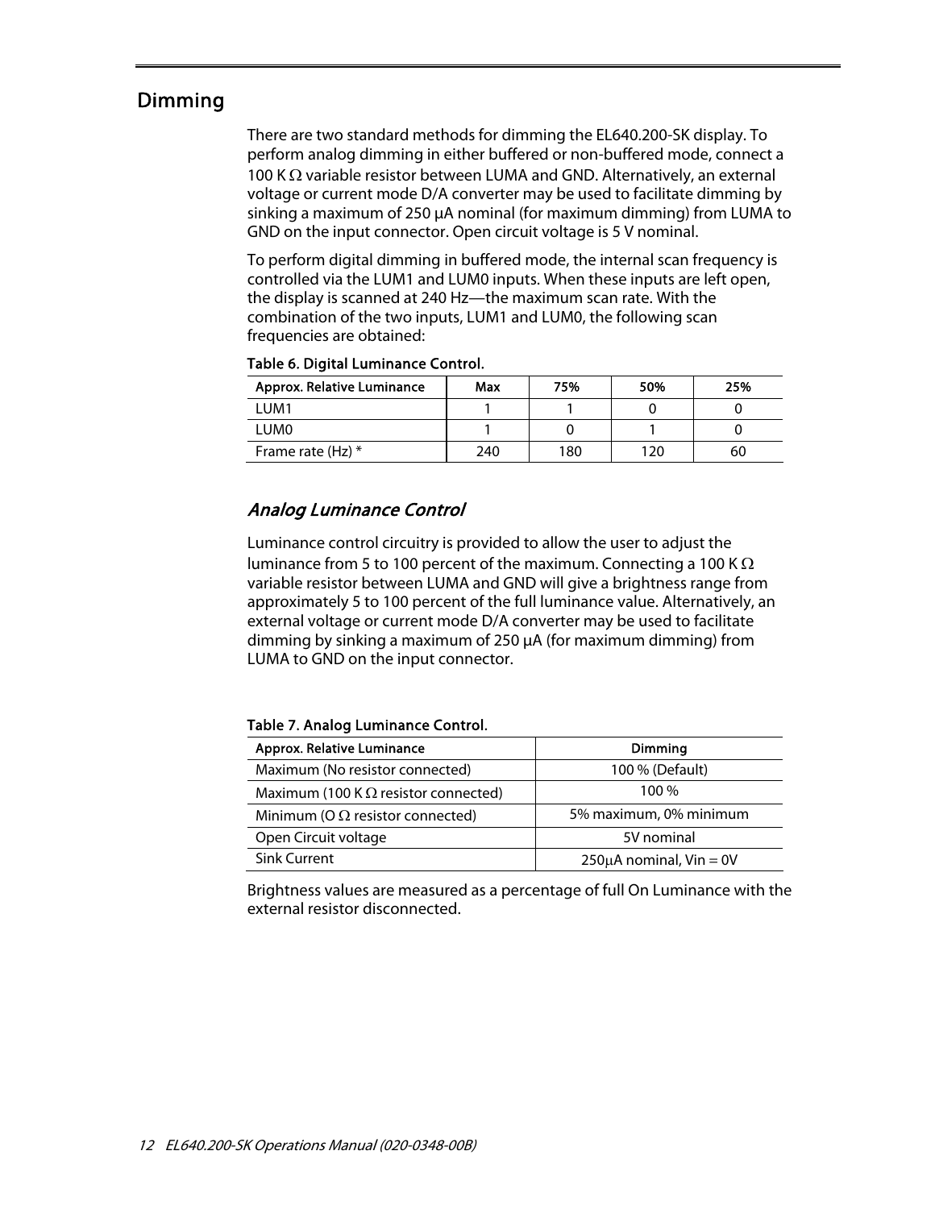## Dimming

There are two standard methods for dimming the EL640.200-SK display. To perform analog dimming in either buffered or non-buffered mode, connect a 100 K Ω variable resistor between LUMA and GND. Alternatively, an external voltage or current mode D/A converter may be used to facilitate dimming by sinking a maximum of 250 µA nominal (for maximum dimming) from LUMA to GND on the input connector. Open circuit voltage is 5 V nominal.

To perform digital dimming in buffered mode, the internal scan frequency is controlled via the LUM1 and LUM0 inputs. When these inputs are left open, the display is scanned at 240 Hz—the maximum scan rate. With the combination of the two inputs, LUM1 and LUM0, the following scan frequencies are obtained:

**Table 6. Digital Luminance Control.**

| Approx. Relative Luminance | Max | 75% | 50% | 25% |
|---|---|---|---|---|
| LUM1 | 1 | 1 | 0 | 0 |
| LUM0 | 1 | 0 | 1 | 0 |
| Frame rate (Hz) * | 240 | 180 | 120 | 60 |

### *Analog Luminance Control*

Luminance control circuitry is provided to allow the user to adjust the luminance from 5 to 100 percent of the maximum. Connecting a 100 K Ω variable resistor between LUMA and GND will give a brightness range from approximately 5 to 100 percent of the full luminance value. Alternatively, an external voltage or current mode D/A converter may be used to facilitate dimming by sinking a maximum of 250 µA (for maximum dimming) from LUMA to GND on the input connector.

**Table 7. Analog Luminance Control.**

| Approx. Relative Luminance | Dimming |
|---|---|
| Maximum (No resistor connected) | 100 % (Default) |
| Maximum (100 K Ω resistor connected) | 100 % |
| Minimum (O Ω resistor connected) | 5% maximum, 0% minimum |
| Open Circuit voltage | 5V nominal |
| Sink Current | 250µA nominal, Vin = 0V |

Brightness values are measured as a percentage of full On Luminance with the external resistor disconnected.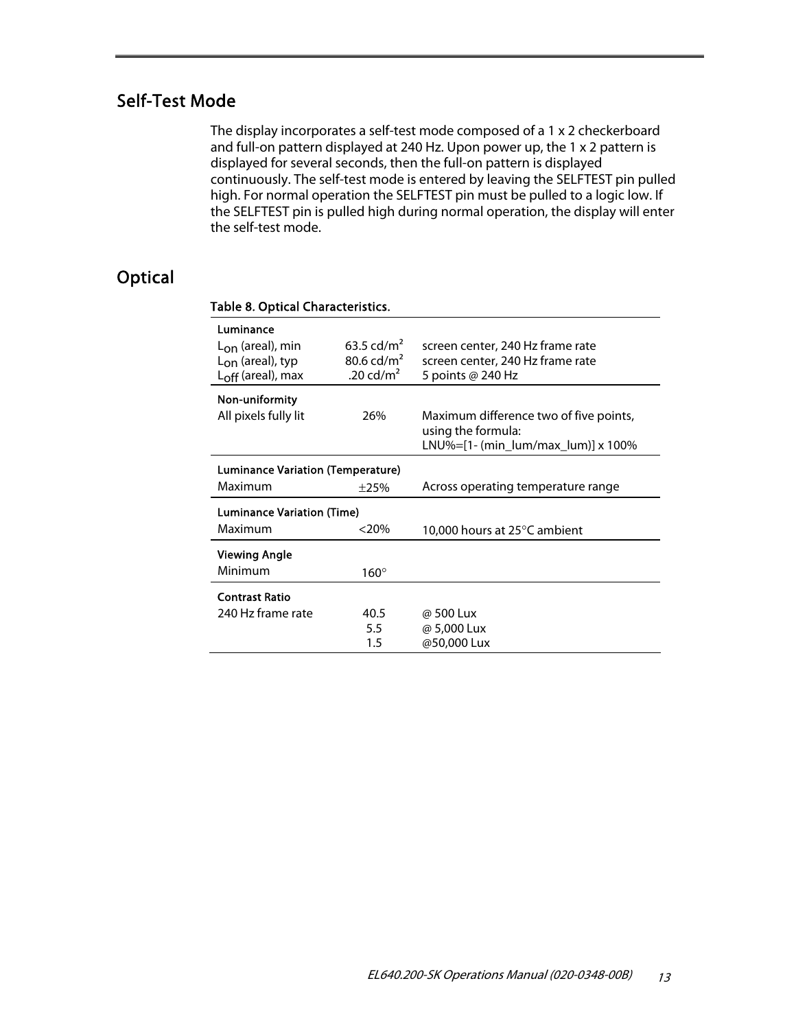## Self-Test Mode

The display incorporates a self-test mode composed of a 1 x 2 checkerboard and full-on pattern displayed at 240 Hz. Upon power up, the 1 x 2 pattern is displayed for several seconds, then the full-on pattern is displayed continuously. The self-test mode is entered by leaving the SELFTEST pin pulled high. For normal operation the SELFTEST pin must be pulled to a logic low. If the SELFTEST pin is pulled high during normal operation, the display will enter the self-test mode.

## Optical

**Table 8. Optical Characteristics.**

| | | |
|---|---|---|
| **Luminance** | | |
| $L_{on}$ (areal), min | 63.5 cd/m² | screen center, 240 Hz frame rate |
| $L_{on}$ (areal), typ | 80.6 cd/m² | screen center, 240 Hz frame rate |
| $L_{off}$ (areal), max | .20 cd/m² | 5 points @ 240 Hz |
| **Non-uniformity** | | |
| All pixels fully lit | 26% | Maximum difference two of five points, using the formula: LNU%=[1- (min_lum/max_lum)] x 100% |
| **Luminance Variation (Temperature)** | | |
| Maximum | ±25% | Across operating temperature range |
| **Luminance Variation (Time)** | | |
| Maximum | <20% | 10,000 hours at 25°C ambient |
| **Viewing Angle** | | |
| Minimum | 160° | |
| **Contrast Ratio** | | |
| 240 Hz frame rate | 40.5 | @ 500 Lux |
| | 5.5 | @ 5,000 Lux |
| | 1.5 | @50,000 Lux |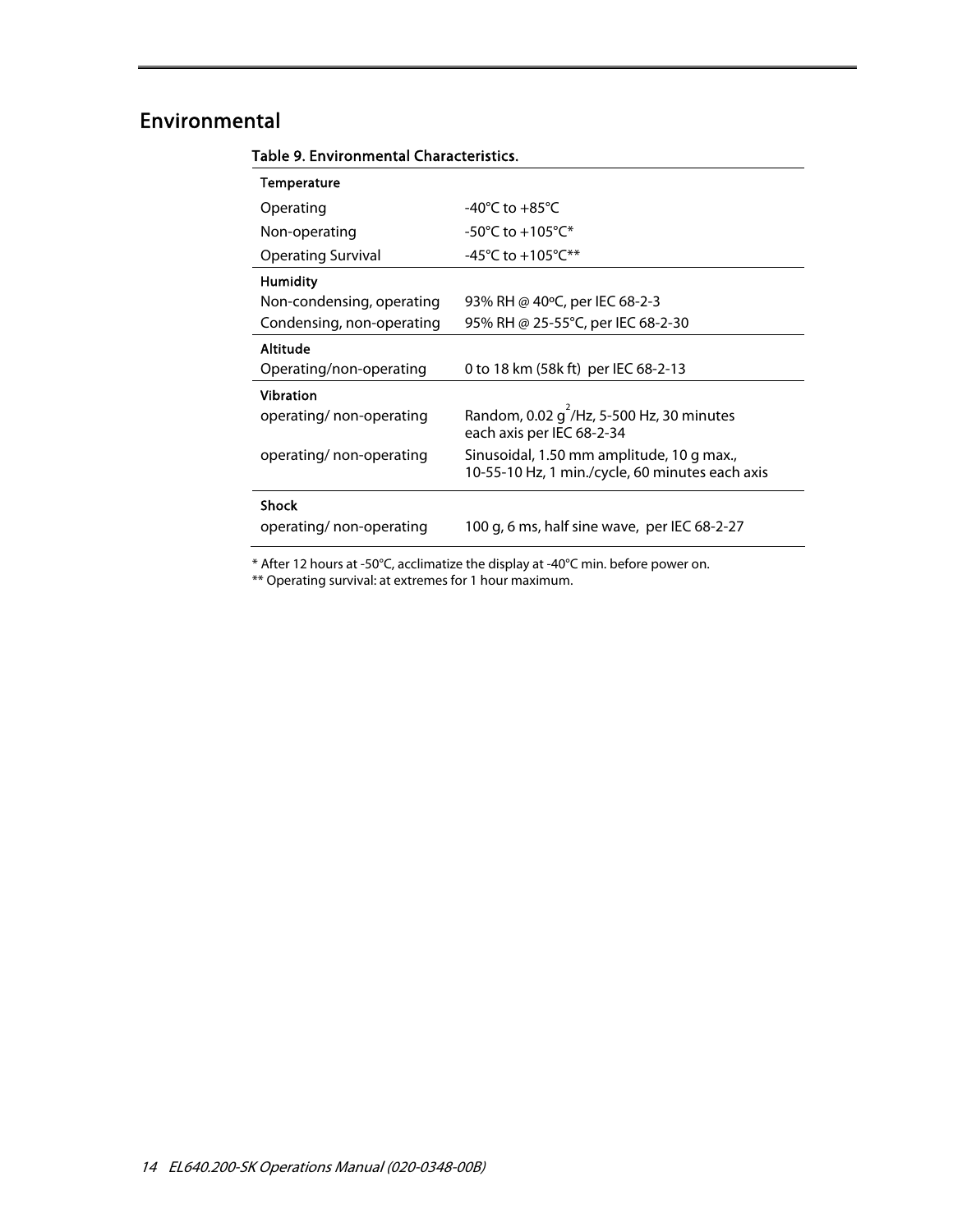## Environmental

**Table 9. Environmental Characteristics.**

| | |
|---|---|
| **Temperature** | |
| Operating | -40°C to +85°C |
| Non-operating | -50°C to +105°C* |
| Operating Survival | -45°C to +105°C** |
| **Humidity** | |
| Non-condensing, operating | 93% RH @ 40ºC, per IEC 68-2-3 |
| Condensing, non-operating | 95% RH @ 25-55°C, per IEC 68-2-30 |
| **Altitude** | |
| Operating/non-operating | 0 to 18 km (58k ft) per IEC 68-2-13 |
| **Vibration** | |
| operating/ non-operating | Random, 0.02 $g^2$/Hz, 5-500 Hz, 30 minutes each axis per IEC 68-2-34 |
| operating/ non-operating | Sinusoidal, 1.50 mm amplitude, 10 g max., 10-55-10 Hz, 1 min./cycle, 60 minutes each axis |
| **Shock** | |
| operating/ non-operating | 100 g, 6 ms, half sine wave, per IEC 68-2-27 |

* After 12 hours at -50°C, acclimatize the display at -40°C min. before power on.

** Operating survival: at extremes for 1 hour maximum.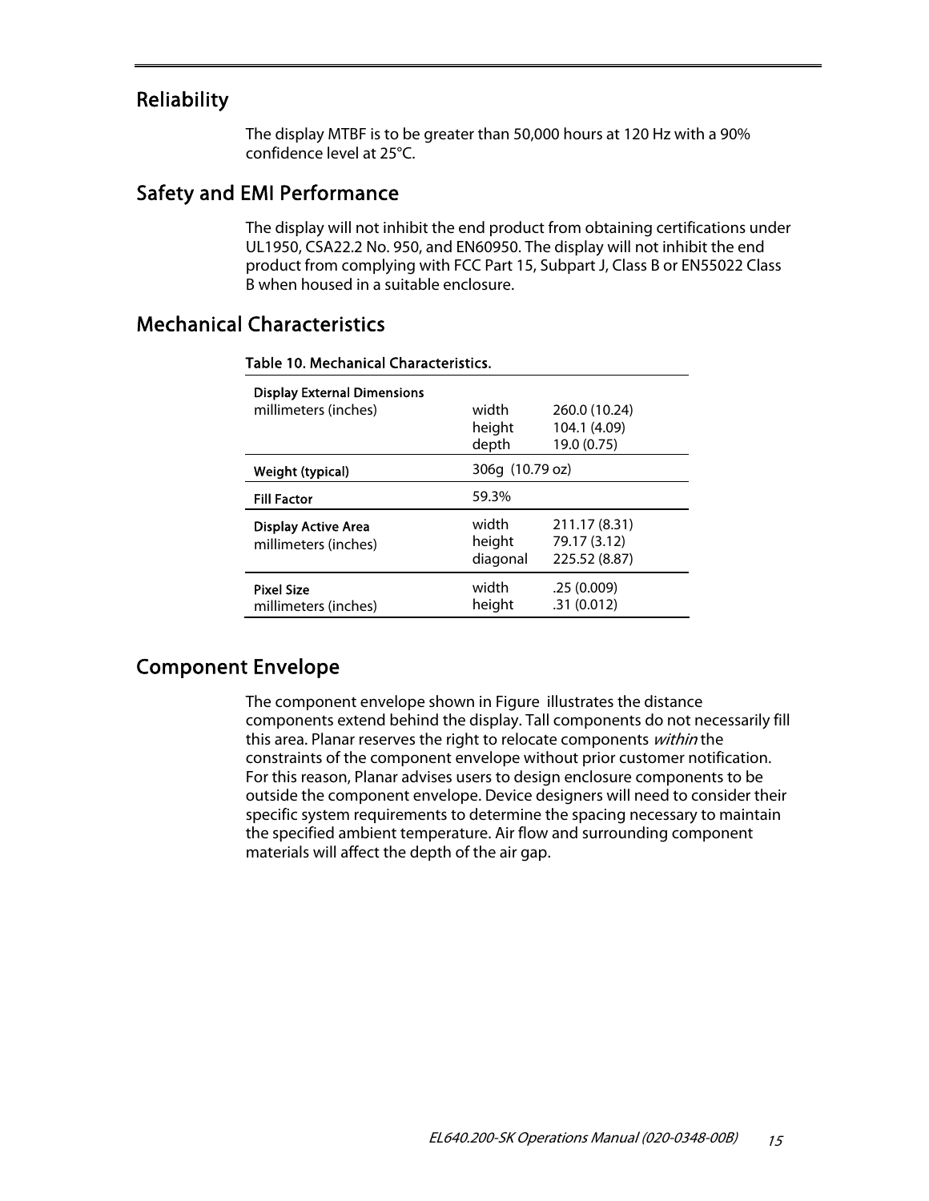## Reliability

The display MTBF is to be greater than 50,000 hours at 120 Hz with a 90% confidence level at 25°C.

## Safety and EMI Performance

The display will not inhibit the end product from obtaining certifications under UL1950, CSA22.2 No. 950, and EN60950. The display will not inhibit the end product from complying with FCC Part 15, Subpart J, Class B or EN55022 Class B when housed in a suitable enclosure.

## Mechanical Characteristics

**Table 10. Mechanical Characteristics.**

| | | |
|---|---|---|
| **Display External Dimensions** millimeters (inches) | width<br>height<br>depth | 260.0 (10.24)<br>104.1 (4.09)<br>19.0 (0.75) |
| **Weight (typical)** | 306g (10.79 oz) | |
| **Fill Factor** | 59.3% | |
| **Display Active Area** millimeters (inches) | width<br>height<br>diagonal | 211.17 (8.31)<br>79.17 (3.12)<br>225.52 (8.87) |
| **Pixel Size** millimeters (inches) | width<br>height | .25 (0.009)<br>.31 (0.012) |

## Component Envelope

The component envelope shown in Figure illustrates the distance components extend behind the display. Tall components do not necessarily fill this area. Planar reserves the right to relocate components *within* the constraints of the component envelope without prior customer notification. For this reason, Planar advises users to design enclosure components to be outside the component envelope. Device designers will need to consider their specific system requirements to determine the spacing necessary to maintain the specified ambient temperature. Air flow and surrounding component materials will affect the depth of the air gap.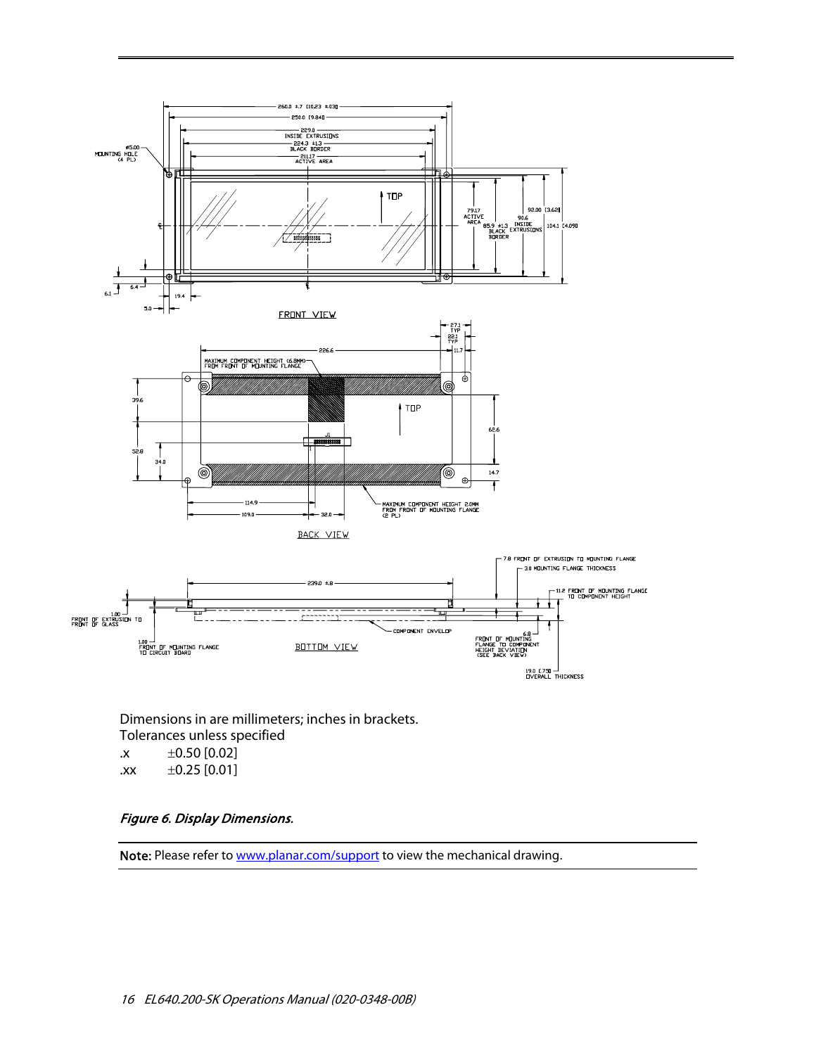Dimensions in are millimeters; inches in brackets.
Tolerances unless specified

.x ±0.50 [0.02]

.xx ±0.25 [0.01]

*Figure 6. Display Dimensions.*

**Note:** Please refer to www.planar.com/support to view the mechanical drawing.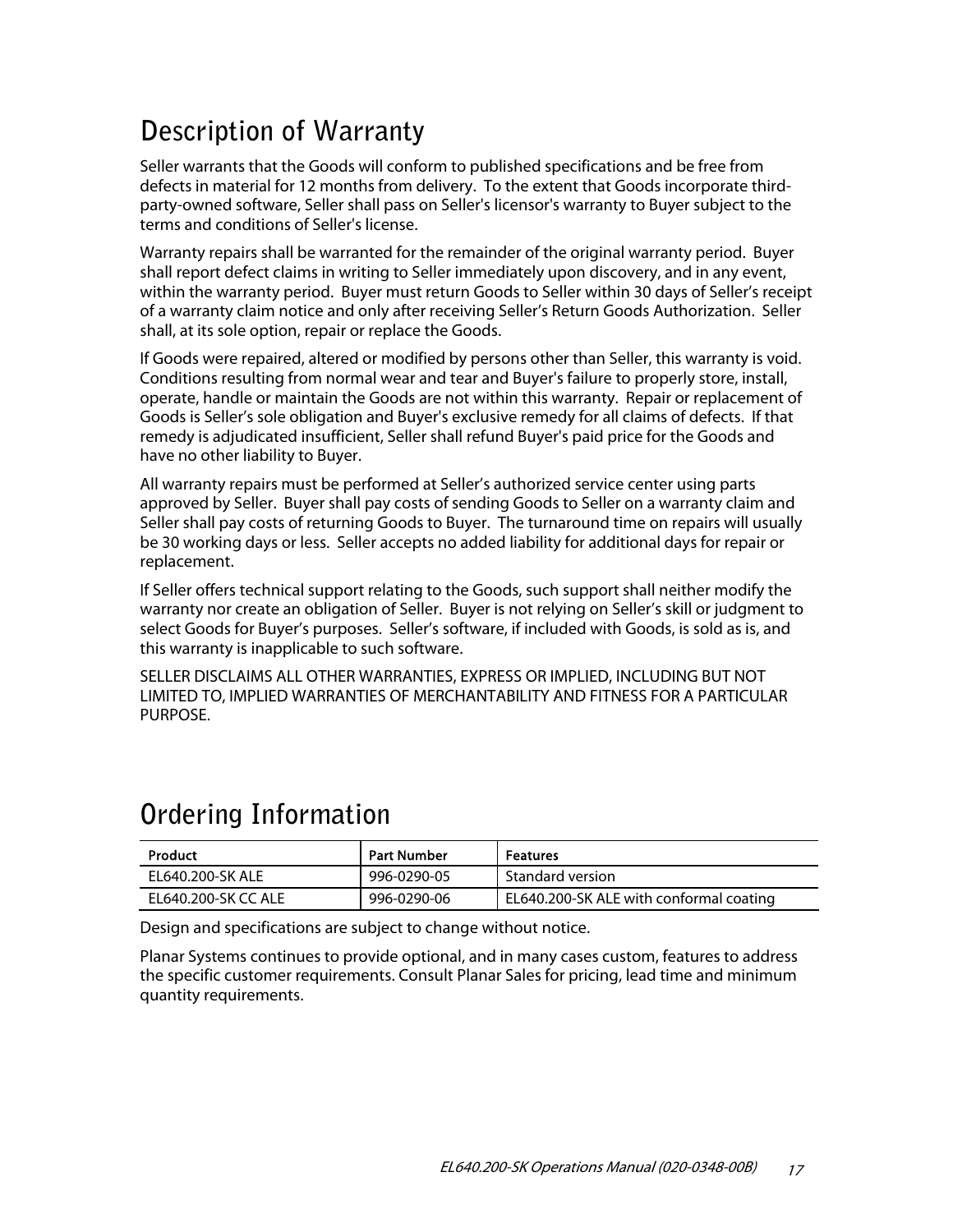## Description of Warranty

Seller warrants that the Goods will conform to published specifications and be free from defects in material for 12 months from delivery. To the extent that Goods incorporate third-party-owned software, Seller shall pass on Seller's licensor's warranty to Buyer subject to the terms and conditions of Seller's license.

Warranty repairs shall be warranted for the remainder of the original warranty period. Buyer shall report defect claims in writing to Seller immediately upon discovery, and in any event, within the warranty period. Buyer must return Goods to Seller within 30 days of Seller's receipt of a warranty claim notice and only after receiving Seller's Return Goods Authorization. Seller shall, at its sole option, repair or replace the Goods.

If Goods were repaired, altered or modified by persons other than Seller, this warranty is void. Conditions resulting from normal wear and tear and Buyer's failure to properly store, install, operate, handle or maintain the Goods are not within this warranty. Repair or replacement of Goods is Seller's sole obligation and Buyer's exclusive remedy for all claims of defects. If that remedy is adjudicated insufficient, Seller shall refund Buyer's paid price for the Goods and have no other liability to Buyer.

All warranty repairs must be performed at Seller's authorized service center using parts approved by Seller. Buyer shall pay costs of sending Goods to Seller on a warranty claim and Seller shall pay costs of returning Goods to Buyer. The turnaround time on repairs will usually be 30 working days or less. Seller accepts no added liability for additional days for repair or replacement.

If Seller offers technical support relating to the Goods, such support shall neither modify the warranty nor create an obligation of Seller. Buyer is not relying on Seller's skill or judgment to select Goods for Buyer's purposes. Seller's software, if included with Goods, is sold as is, and this warranty is inapplicable to such software.

SELLER DISCLAIMS ALL OTHER WARRANTIES, EXPRESS OR IMPLIED, INCLUDING BUT NOT LIMITED TO, IMPLIED WARRANTIES OF MERCHANTABILITY AND FITNESS FOR A PARTICULAR PURPOSE.

## Ordering Information

| Product | Part Number | Features |
|---|---|---|
| EL640.200-SK ALE | 996-0290-05 | Standard version |
| EL640.200-SK CC ALE | 996-0290-06 | EL640.200-SK ALE with conformal coating |

Design and specifications are subject to change without notice.

Planar Systems continues to provide optional, and in many cases custom, features to address the specific customer requirements. Consult Planar Sales for pricing, lead time and minimum quantity requirements.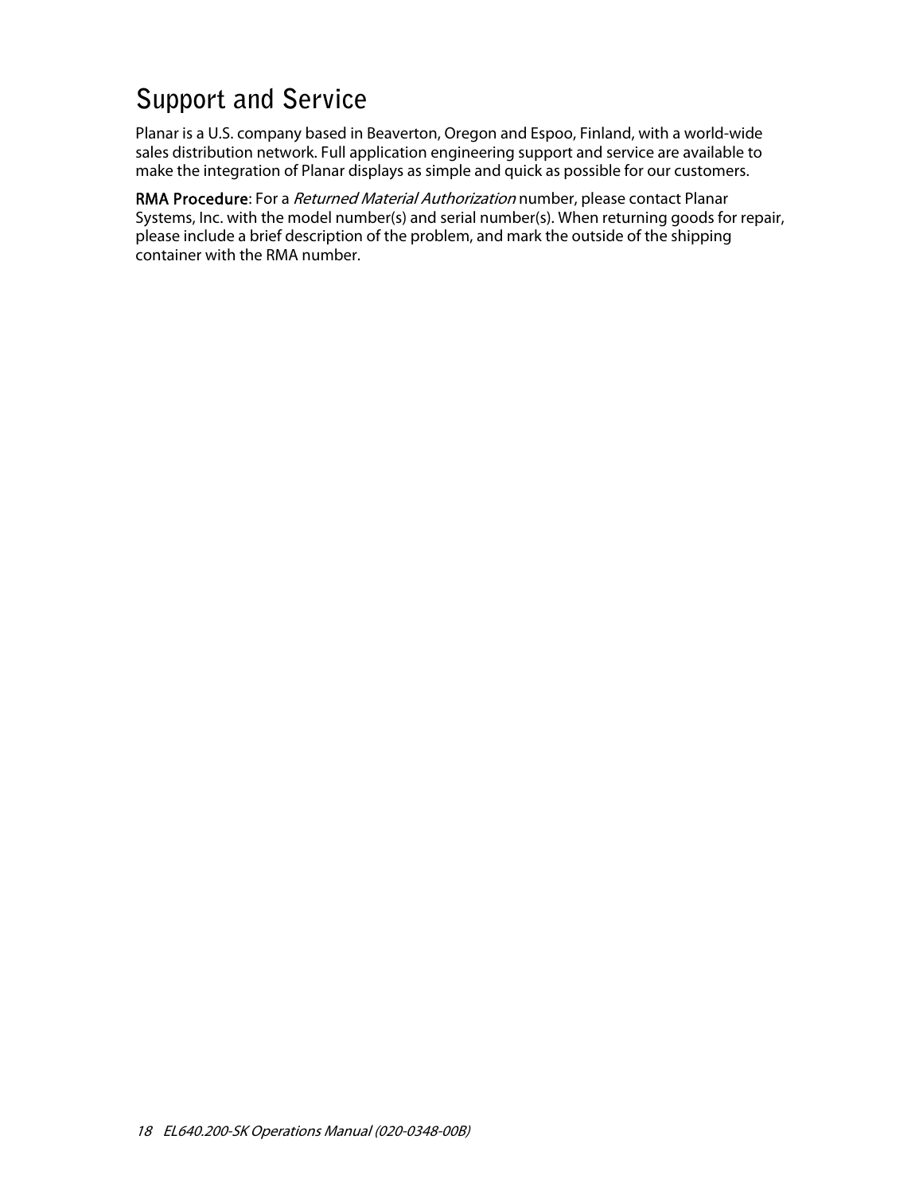# Support and Service

Planar is a U.S. company based in Beaverton, Oregon and Espoo, Finland, with a world-wide sales distribution network. Full application engineering support and service are available to make the integration of Planar displays as simple and quick as possible for our customers.

**RMA Procedure**: For a *Returned Material Authorization* number, please contact Planar Systems, Inc. with the model number(s) and serial number(s). When returning goods for repair, please include a brief description of the problem, and mark the outside of the shipping container with the RMA number.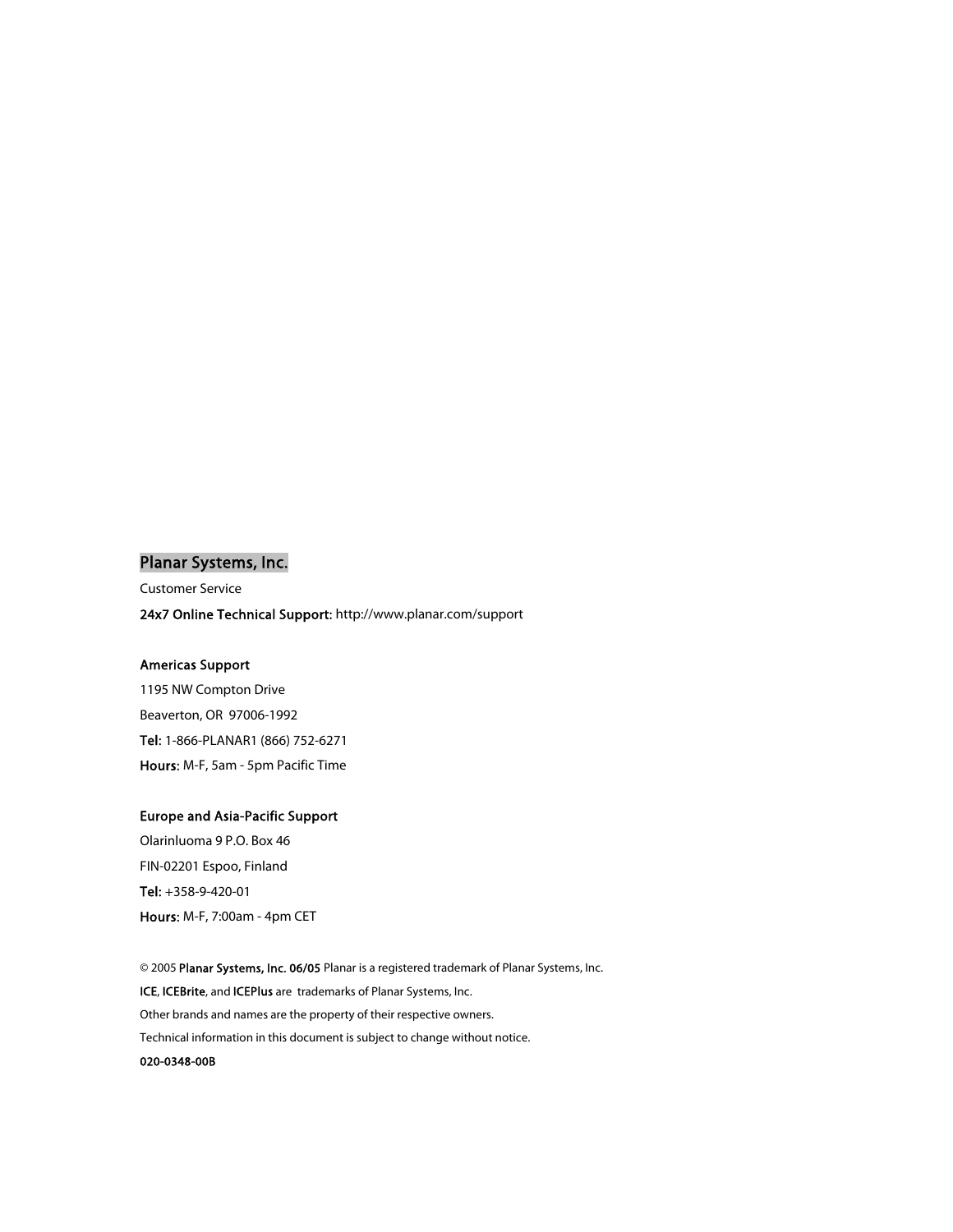## Planar Systems, Inc.

Customer Service

**24x7 Online Technical Support:** http://www.planar.com/support

**Americas Support**

1195 NW Compton Drive

Beaverton, OR  97006-1992

**Tel:** 1-866-PLANAR1 (866) 752-6271

**Hours:** M-F, 5am - 5pm Pacific Time

**Europe and Asia-Pacific Support**

Olarinluoma 9 P.O. Box 46

FIN-02201 Espoo, Finland

**Tel:** +358-9-420-01

**Hours:** M-F, 7:00am - 4pm CET

© 2005 **Planar Systems, Inc. 06/05** Planar is a registered trademark of Planar Systems, Inc.

**ICE**, **ICEBrite**, and **ICEPlus** are trademarks of Planar Systems, Inc.

Other brands and names are the property of their respective owners.

Technical information in this document is subject to change without notice.

**020-0348-00B**